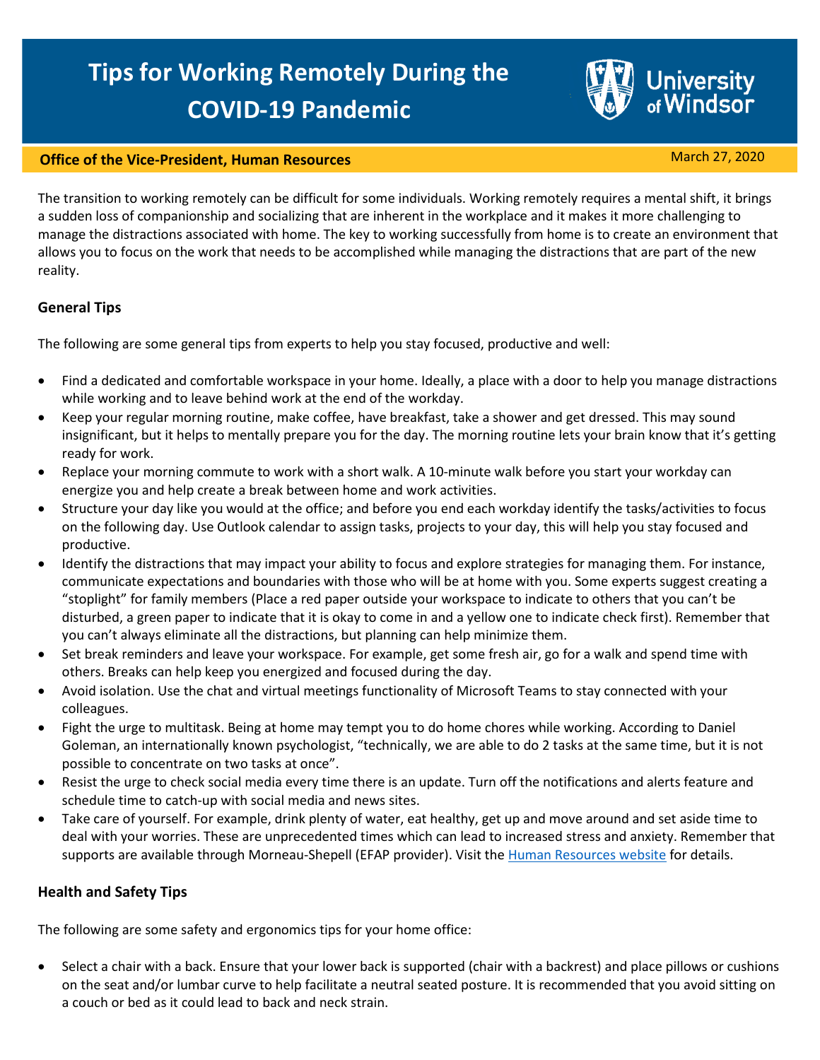# Tips for Working Remotely During the COVID-19 Pandemic

University of Windsor

**Office of the Vice-President, Human Resources**

March 27, 2020

The transition to working remotely can be difficult for some individuals. Working remotely requires a mental shift, it brings a sudden loss of companionship and socializing that are inherent in the workplace and it makes it more challenging to manage the distractions associated with home. The key to working successfully from home is to create an environment that allows you to focus on the work that needs to be accomplished while managing the distractions that are part of the new reality.

## General Tips

The following are some general tips from experts to help you stay focused, productive and well:

- Find a dedicated and comfortable workspace in your home. Ideally, a place with a door to help you manage distractions while working and to leave behind work at the end of the workday.
- Keep your regular morning routine, make coffee, have breakfast, take a shower and get dressed. This may sound insignificant, but it helps to mentally prepare you for the day. The morning routine lets your brain know that it's getting ready for work.
- Replace your morning commute to work with a short walk. A 10-minute walk before you start your workday can energize you and help create a break between home and work activities.
- Structure your day like you would at the office; and before you end each workday identify the tasks/activities to focus on the following day. Use Outlook calendar to assign tasks, projects to your day, this will help you stay focused and productive.
- Identify the distractions that may impact your ability to focus and explore strategies for managing them. For instance, communicate expectations and boundaries with those who will be at home with you. Some experts suggest creating a "stoplight" for family members (Place a red paper outside your workspace to indicate to others that you can't be disturbed, a green paper to indicate that it is okay to come in and a yellow one to indicate check first). Remember that you can't always eliminate all the distractions, but planning can help minimize them.
- Set break reminders and leave your workspace. For example, get some fresh air, go for a walk and spend time with others. Breaks can help keep you energized and focused during the day.
- Avoid isolation. Use the chat and virtual meetings functionality of Microsoft Teams to stay connected with your colleagues.
- Fight the urge to multitask. Being at home may tempt you to do home chores while working. According to Daniel Goleman, an internationally known psychologist, "technically, we are able to do 2 tasks at the same time, but it is not possible to concentrate on two tasks at once".
- Resist the urge to check social media every time there is an update. Turn off the notifications and alerts feature and schedule time to catch-up with social media and news sites.
- Take care of yourself. For example, drink plenty of water, eat healthy, get up and move around and set aside time to deal with your worries. These are unprecedented times which can lead to increased stress and anxiety. Remember that supports are available through Morneau-Shepell (EFAP provider). Visit the [Human Resources website] for details.

## Health and Safety Tips

The following are some safety and ergonomics tips for your home office:

- Select a chair with a back. Ensure that your lower back is supported (chair with a backrest) and place pillows or cushions on the seat and/or lumbar curve to help facilitate a neutral seated posture. It is recommended that you avoid sitting on a couch or bed as it could lead to back and neck strain.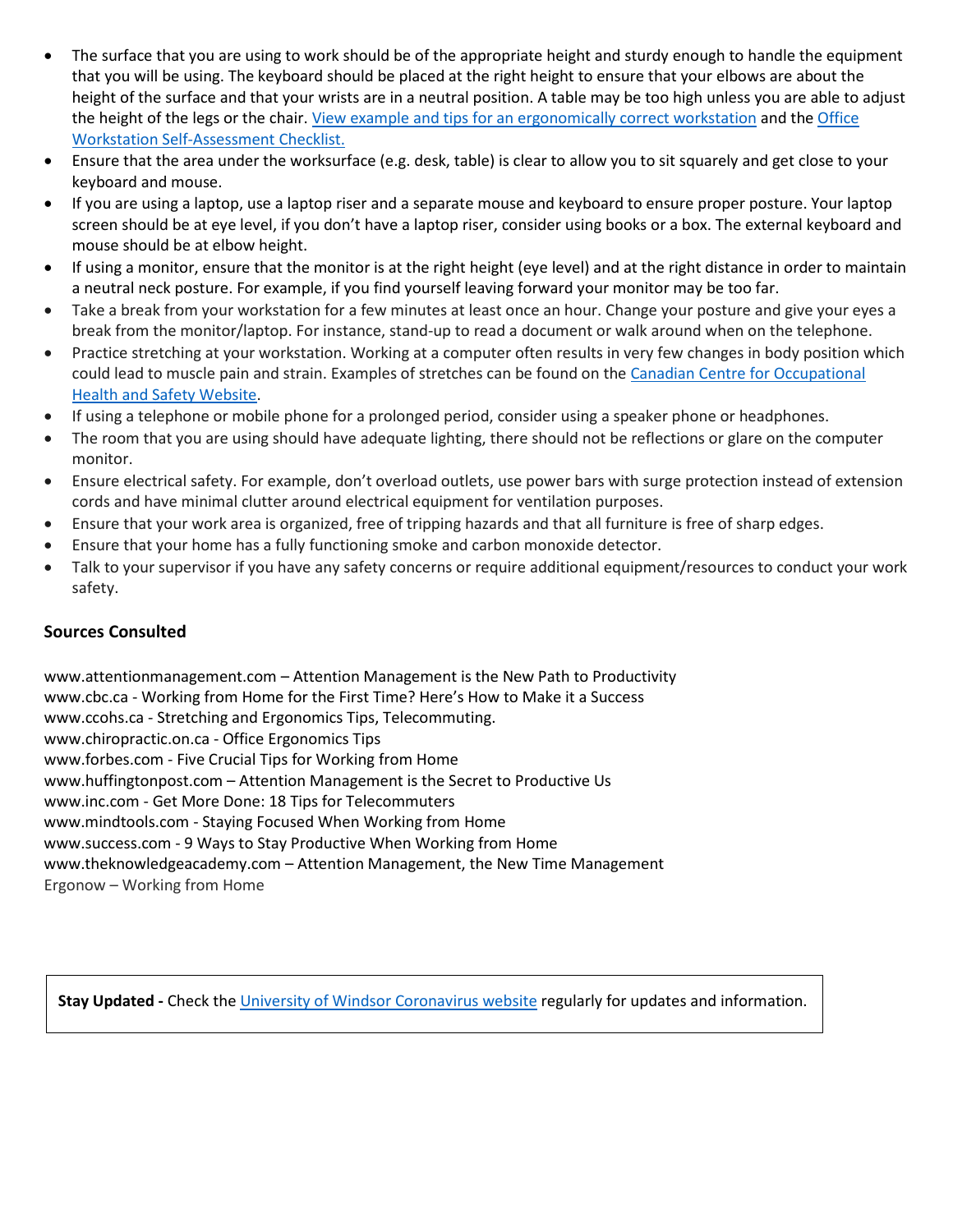- The surface that you are using to work should be of the appropriate height and sturdy enough to handle the equipment that you will be using. The keyboard should be placed at the right height to ensure that your elbows are about the height of the surface and that your wrists are in a neutral position. A table may be too high unless you are able to adjust the height of the legs or the chair. [View example and tips for an ergonomically correct workstation] and the [Office Workstation Self-Assessment Checklist.]
- Ensure that the area under the worksurface (e.g. desk, table) is clear to allow you to sit squarely and get close to your keyboard and mouse.
- If you are using a laptop, use a laptop riser and a separate mouse and keyboard to ensure proper posture. Your laptop screen should be at eye level, if you don't have a laptop riser, consider using books or a box. The external keyboard and mouse should be at elbow height.
- If using a monitor, ensure that the monitor is at the right height (eye level) and at the right distance in order to maintain a neutral neck posture. For example, if you find yourself leaving forward your monitor may be too far.
- Take a break from your workstation for a few minutes at least once an hour. Change your posture and give your eyes a break from the monitor/laptop. For instance, stand-up to read a document or walk around when on the telephone.
- Practice stretching at your workstation. Working at a computer often results in very few changes in body position which could lead to muscle pain and strain. Examples of stretches can be found on the [Canadian Centre for Occupational Health and Safety Website].
- If using a telephone or mobile phone for a prolonged period, consider using a speaker phone or headphones.
- The room that you are using should have adequate lighting, there should not be reflections or glare on the computer monitor.
- Ensure electrical safety. For example, don't overload outlets, use power bars with surge protection instead of extension cords and have minimal clutter around electrical equipment for ventilation purposes.
- Ensure that your work area is organized, free of tripping hazards and that all furniture is free of sharp edges.
- Ensure that your home has a fully functioning smoke and carbon monoxide detector.
- Talk to your supervisor if you have any safety concerns or require additional equipment/resources to conduct your work safety.

## Sources Consulted

www.attentionmanagement.com – Attention Management is the New Path to Productivity
www.cbc.ca - Working from Home for the First Time? Here's How to Make it a Success
www.ccohs.ca - Stretching and Ergonomics Tips, Telecommuting.
www.chiropractic.on.ca - Office Ergonomics Tips
www.forbes.com - Five Crucial Tips for Working from Home
www.huffingtonpost.com – Attention Management is the Secret to Productive Us
www.inc.com - Get More Done: 18 Tips for Telecommuters
www.mindtools.com - Staying Focused When Working from Home
www.success.com - 9 Ways to Stay Productive When Working from Home
www.theknowledgeacademy.com – Attention Management, the New Time Management
Ergonow – Working from Home

**Stay Updated -** Check the [University of Windsor Coronavirus website] regularly for updates and information.